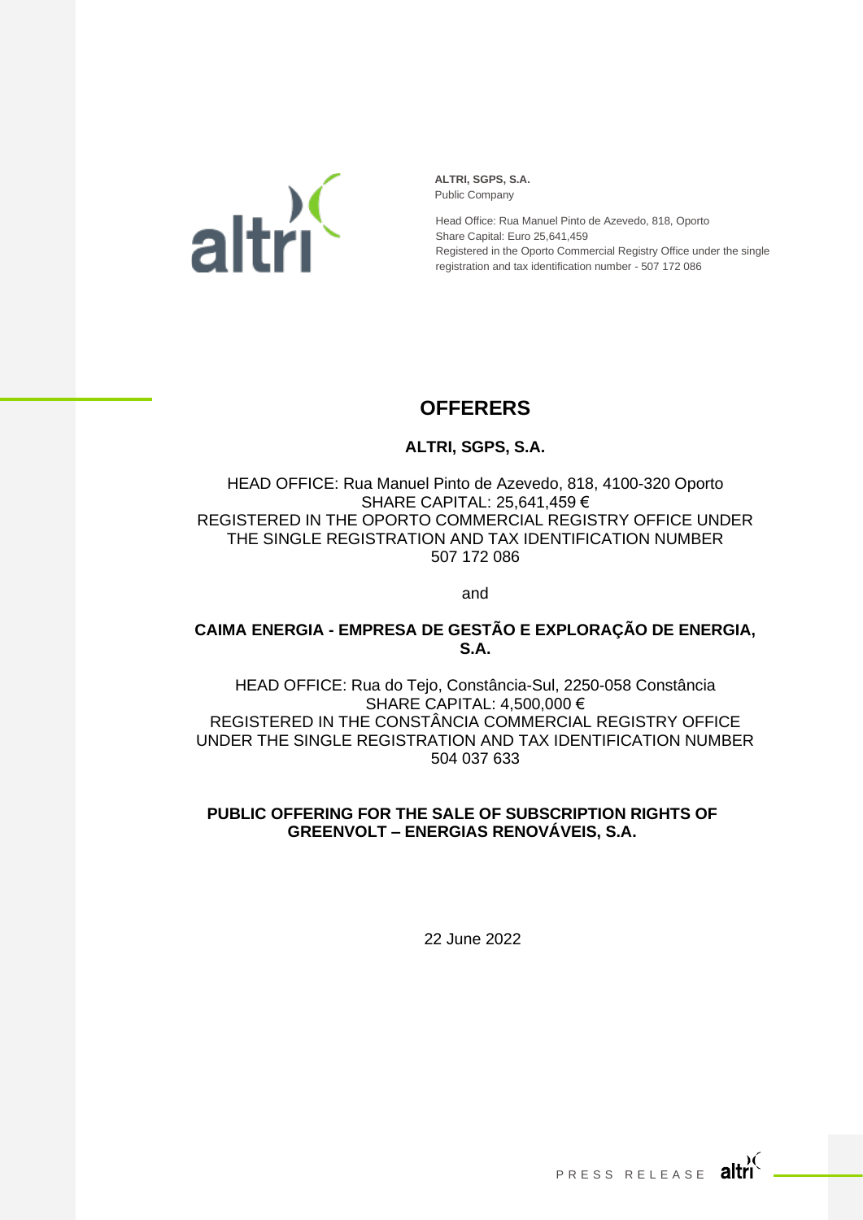**ALTRI, SGPS, S.A.**
Public Company

Head Office: Rua Manuel Pinto de Azevedo, 818, Oporto
Share Capital: Euro 25,641,459
Registered in the Oporto Commercial Registry Office under the single registration and tax identification number - 507 172 086

# OFFERERS

**ALTRI, SGPS, S.A.**

HEAD OFFICE: Rua Manuel Pinto de Azevedo, 818, 4100-320 Oporto
SHARE CAPITAL: 25,641,459 €
REGISTERED IN THE OPORTO COMMERCIAL REGISTRY OFFICE UNDER THE SINGLE REGISTRATION AND TAX IDENTIFICATION NUMBER 507 172 086

and

**CAIMA ENERGIA - EMPRESA DE GESTÃO E EXPLORAÇÃO DE ENERGIA, S.A.**

HEAD OFFICE: Rua do Tejo, Constância-Sul, 2250-058 Constância
SHARE CAPITAL: 4,500,000 €
REGISTERED IN THE CONSTÂNCIA COMMERCIAL REGISTRY OFFICE UNDER THE SINGLE REGISTRATION AND TAX IDENTIFICATION NUMBER 504 037 633

**PUBLIC OFFERING FOR THE SALE OF SUBSCRIPTION RIGHTS OF GREENVOLT – ENERGIAS RENOVÁVEIS, S.A.**

22 June 2022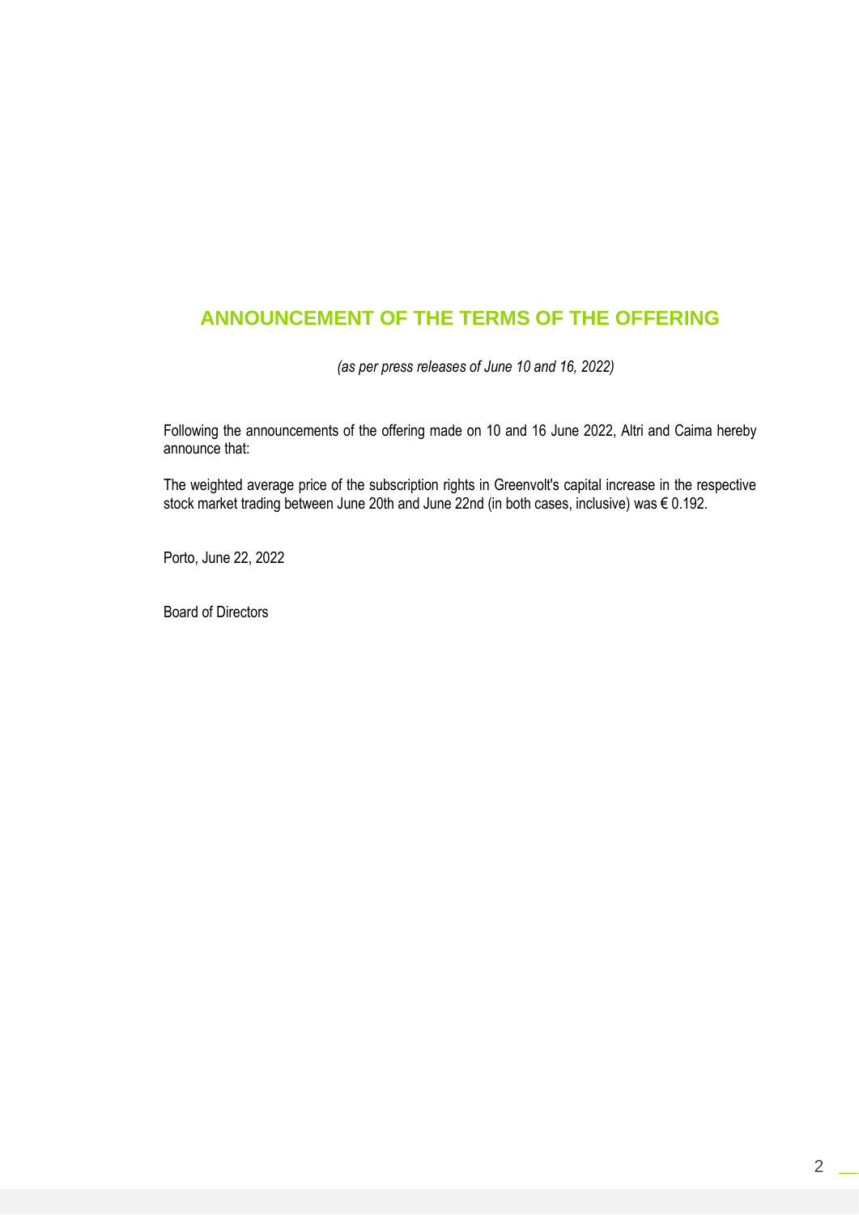# ANNOUNCEMENT OF THE TERMS OF THE OFFERING

*(as per press releases of June 10 and 16, 2022)*

Following the announcements of the offering made on 10 and 16 June 2022, Altri and Caima hereby announce that:

The weighted average price of the subscription rights in Greenvolt's capital increase in the respective stock market trading between June 20th and June 22nd (in both cases, inclusive) was € 0.192.

Porto, June 22, 2022

Board of Directors